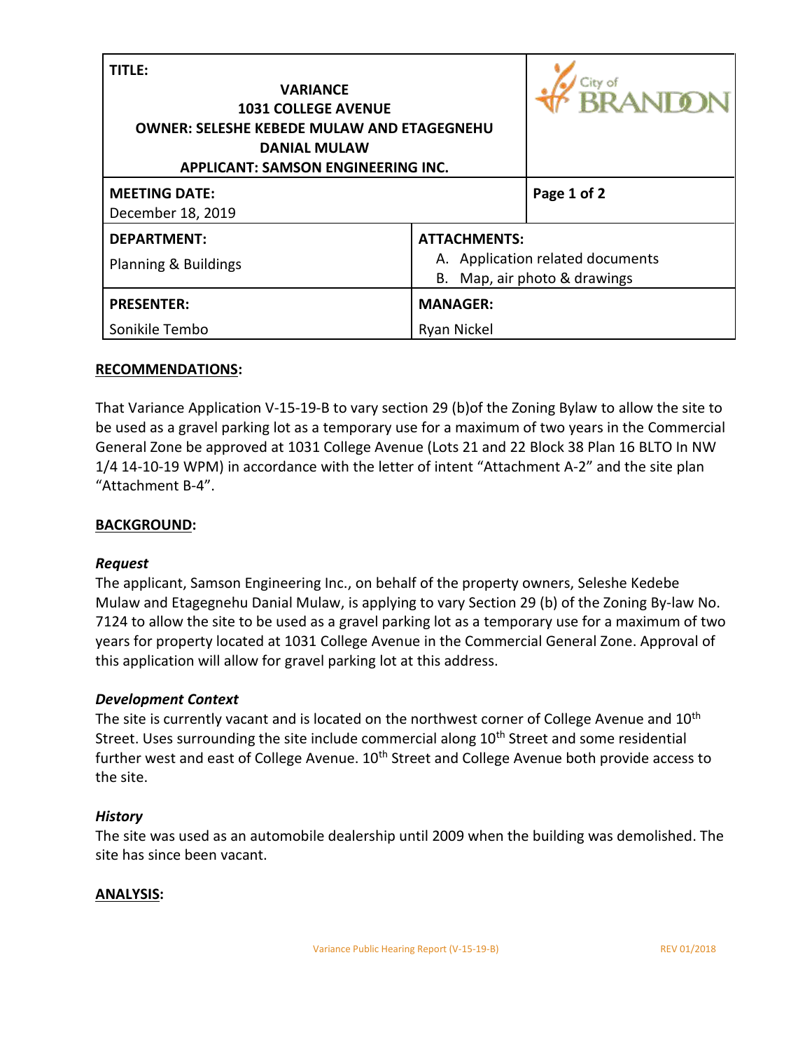| | | |
|---|---|---|
| **TITLE:**<br>**VARIANCE**<br>**1031 COLLEGE AVENUE**<br>**OWNER: SELESHE KEBEDE MULAW AND ETAGEGNEHU DANIAL MULAW**<br>**APPLICANT: SAMSON ENGINEERING INC.** | | City of BRANDON |
| **MEETING DATE:**<br>December 18, 2019 | | **Page 1 of 2** |
| **DEPARTMENT:**<br>Planning & Buildings | **ATTACHMENTS:**<br>A. Application related documents<br>B. Map, air photo & drawings | |
| **PRESENTER:**<br>Sonikile Tembo | **MANAGER:**<br>Ryan Nickel | |

## RECOMMENDATIONS:

That Variance Application V-15-19-B to vary section 29 (b)of the Zoning Bylaw to allow the site to be used as a gravel parking lot as a temporary use for a maximum of two years in the Commercial General Zone be approved at 1031 College Avenue (Lots 21 and 22 Block 38 Plan 16 BLTO In NW 1/4 14-10-19 WPM) in accordance with the letter of intent "Attachment A-2" and the site plan "Attachment B-4".

## BACKGROUND:

### *Request*

The applicant, Samson Engineering Inc., on behalf of the property owners, Seleshe Kedebe Mulaw and Etagegnehu Danial Mulaw, is applying to vary Section 29 (b) of the Zoning By-law No. 7124 to allow the site to be used as a gravel parking lot as a temporary use for a maximum of two years for property located at 1031 College Avenue in the Commercial General Zone. Approval of this application will allow for gravel parking lot at this address.

### *Development Context*

The site is currently vacant and is located on the northwest corner of College Avenue and 10th Street. Uses surrounding the site include commercial along 10th Street and some residential further west and east of College Avenue. 10th Street and College Avenue both provide access to the site.

### *History*

The site was used as an automobile dealership until 2009 when the building was demolished. The site has since been vacant.

## ANALYSIS: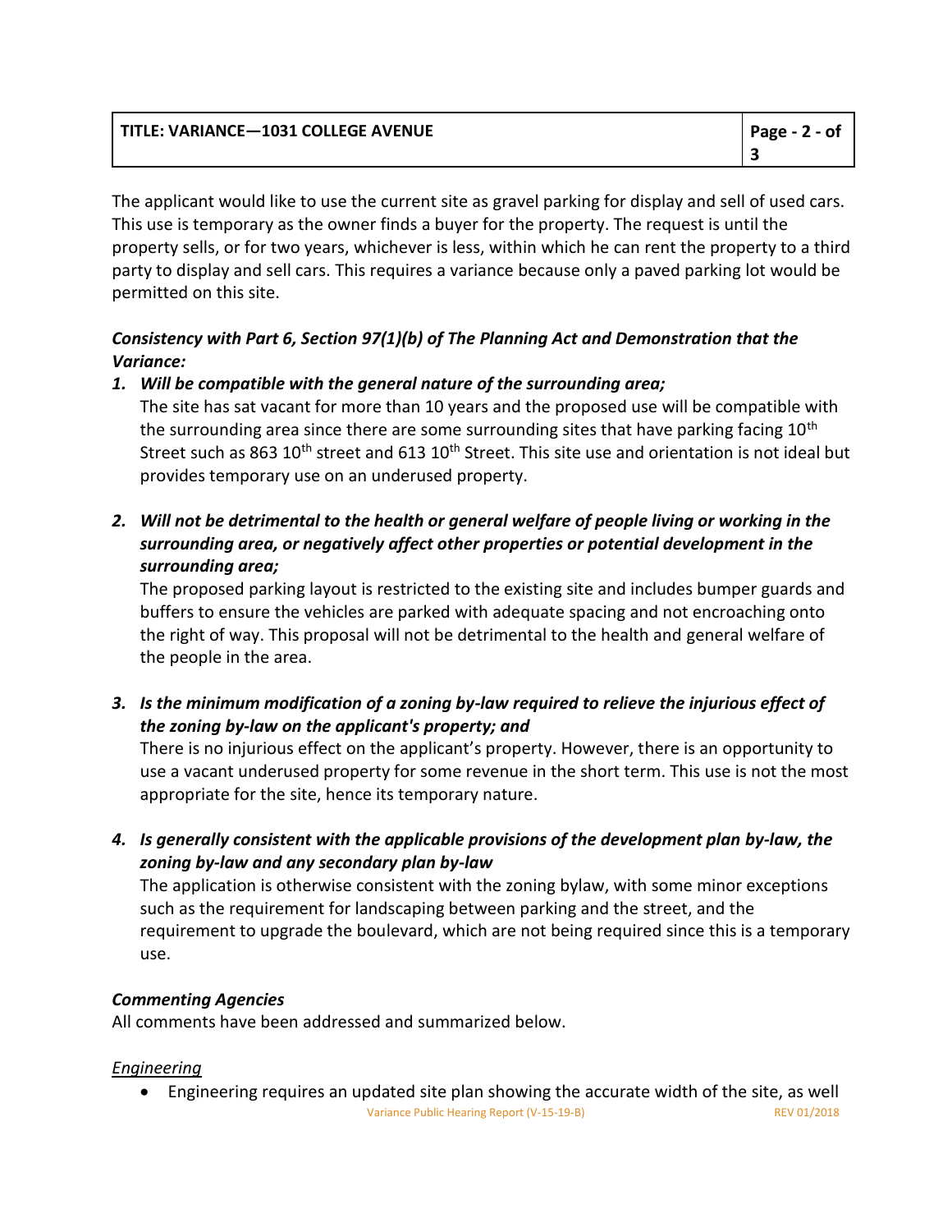The applicant would like to use the current site as gravel parking for display and sell of used cars. This use is temporary as the owner finds a buyer for the property. The request is until the property sells, or for two years, whichever is less, within which he can rent the property to a third party to display and sell cars. This requires a variance because only a paved parking lot would be permitted on this site.

***Consistency with Part 6, Section 97(1)(b) of The Planning Act and Demonstration that the Variance:***

1. ***Will be compatible with the general nature of the surrounding area;***
   The site has sat vacant for more than 10 years and the proposed use will be compatible with the surrounding area since there are some surrounding sites that have parking facing 10th Street such as 863 10th street and 613 10th Street. This site use and orientation is not ideal but provides temporary use on an underused property.

2. ***Will not be detrimental to the health or general welfare of people living or working in the surrounding area, or negatively affect other properties or potential development in the surrounding area;***
   The proposed parking layout is restricted to the existing site and includes bumper guards and buffers to ensure the vehicles are parked with adequate spacing and not encroaching onto the right of way. This proposal will not be detrimental to the health and general welfare of the people in the area.

3. ***Is the minimum modification of a zoning by-law required to relieve the injurious effect of the zoning by-law on the applicant's property; and***
   There is no injurious effect on the applicant's property. However, there is an opportunity to use a vacant underused property for some revenue in the short term. This use is not the most appropriate for the site, hence its temporary nature.

4. ***Is generally consistent with the applicable provisions of the development plan by-law, the zoning by-law and any secondary plan by-law***
   The application is otherwise consistent with the zoning bylaw, with some minor exceptions such as the requirement for landscaping between parking and the street, and the requirement to upgrade the boulevard, which are not being required since this is a temporary use.

***Commenting Agencies***

All comments have been addressed and summarized below.

*Engineering*

- Engineering requires an updated site plan showing the accurate width of the site, as well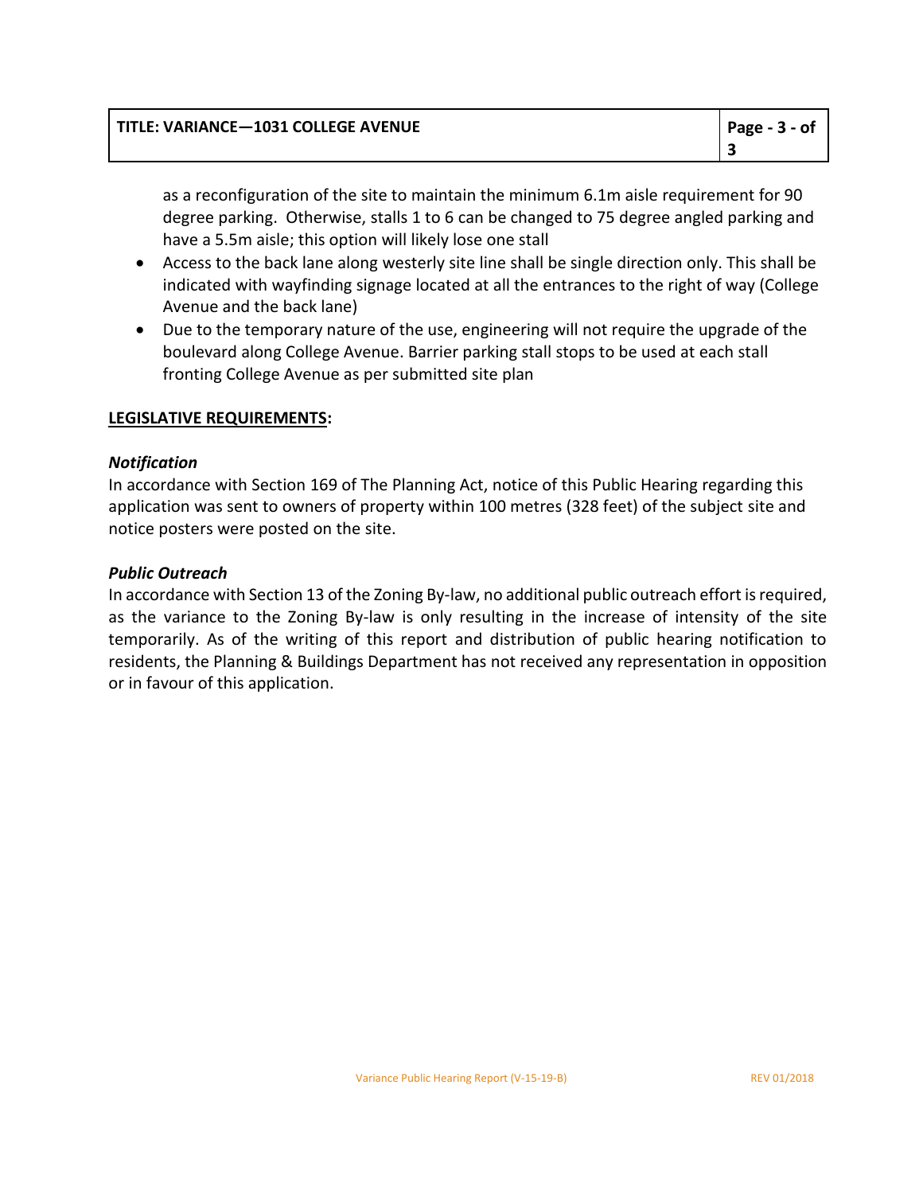as a reconfiguration of the site to maintain the minimum 6.1m aisle requirement for 90 degree parking. Otherwise, stalls 1 to 6 can be changed to 75 degree angled parking and have a 5.5m aisle; this option will likely lose one stall

- Access to the back lane along westerly site line shall be single direction only. This shall be indicated with wayfinding signage located at all the entrances to the right of way (College Avenue and the back lane)
- Due to the temporary nature of the use, engineering will not require the upgrade of the boulevard along College Avenue. Barrier parking stall stops to be used at each stall fronting College Avenue as per submitted site plan

## LEGISLATIVE REQUIREMENTS:

### *Notification*

In accordance with Section 169 of The Planning Act, notice of this Public Hearing regarding this application was sent to owners of property within 100 metres (328 feet) of the subject site and notice posters were posted on the site.

### *Public Outreach*

In accordance with Section 13 of the Zoning By-law, no additional public outreach effort is required, as the variance to the Zoning By-law is only resulting in the increase of intensity of the site temporarily. As of the writing of this report and distribution of public hearing notification to residents, the Planning & Buildings Department has not received any representation in opposition or in favour of this application.